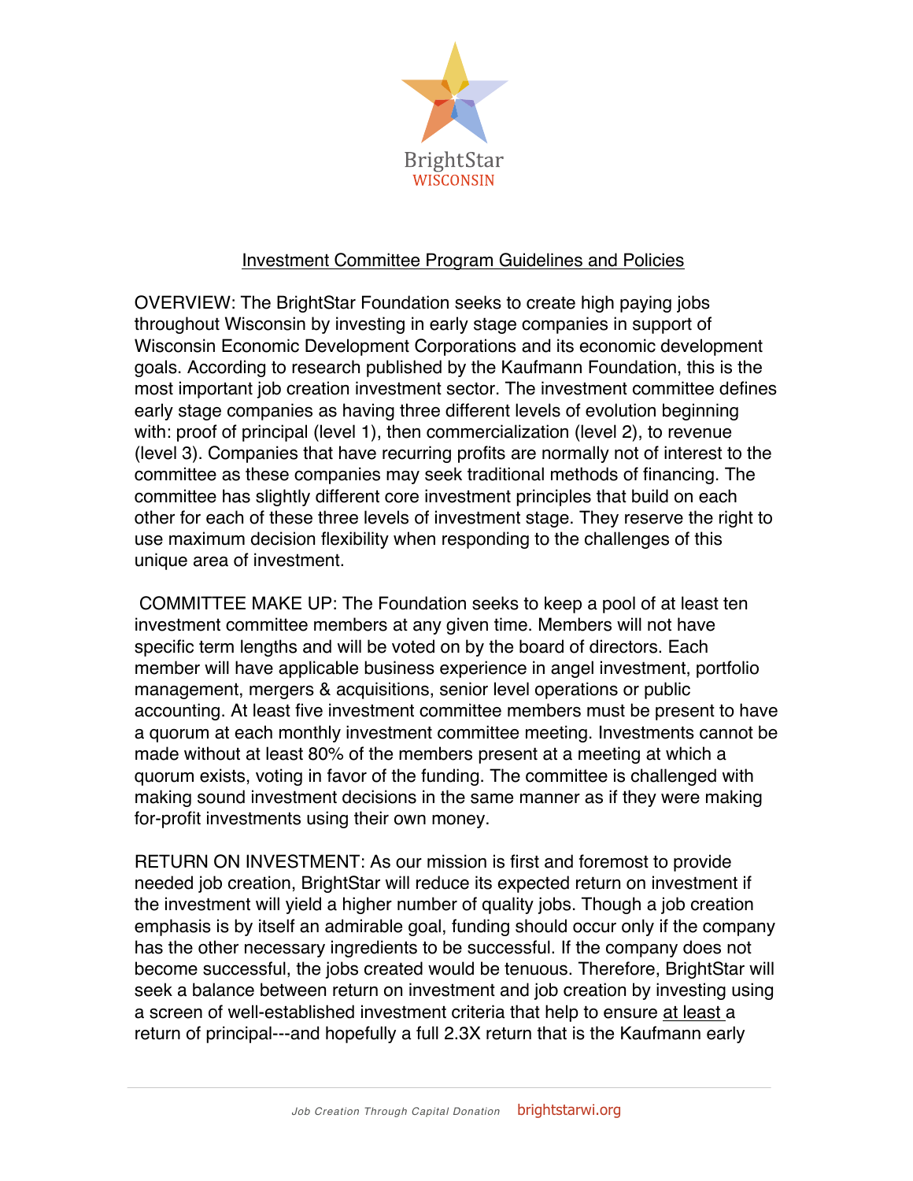BrightStar
WISCONSIN

# Investment Committee Program Guidelines and Policies

OVERVIEW: The BrightStar Foundation seeks to create high paying jobs throughout Wisconsin by investing in early stage companies in support of Wisconsin Economic Development Corporations and its economic development goals. According to research published by the Kaufmann Foundation, this is the most important job creation investment sector. The investment committee defines early stage companies as having three different levels of evolution beginning with: proof of principal (level 1), then commercialization (level 2), to revenue (level 3). Companies that have recurring profits are normally not of interest to the committee as these companies may seek traditional methods of financing. The committee has slightly different core investment principles that build on each other for each of these three levels of investment stage. They reserve the right to use maximum decision flexibility when responding to the challenges of this unique area of investment.

COMMITTEE MAKE UP: The Foundation seeks to keep a pool of at least ten investment committee members at any given time. Members will not have specific term lengths and will be voted on by the board of directors. Each member will have applicable business experience in angel investment, portfolio management, mergers & acquisitions, senior level operations or public accounting. At least five investment committee members must be present to have a quorum at each monthly investment committee meeting. Investments cannot be made without at least 80% of the members present at a meeting at which a quorum exists, voting in favor of the funding. The committee is challenged with making sound investment decisions in the same manner as if they were making for-profit investments using their own money.

RETURN ON INVESTMENT: As our mission is first and foremost to provide needed job creation, BrightStar will reduce its expected return on investment if the investment will yield a higher number of quality jobs. Though a job creation emphasis is by itself an admirable goal, funding should occur only if the company has the other necessary ingredients to be successful. If the company does not become successful, the jobs created would be tenuous. Therefore, BrightStar will seek a balance between return on investment and job creation by investing using a screen of well-established investment criteria that help to ensure at least a return of principal---and hopefully a full 2.3X return that is the Kaufmann early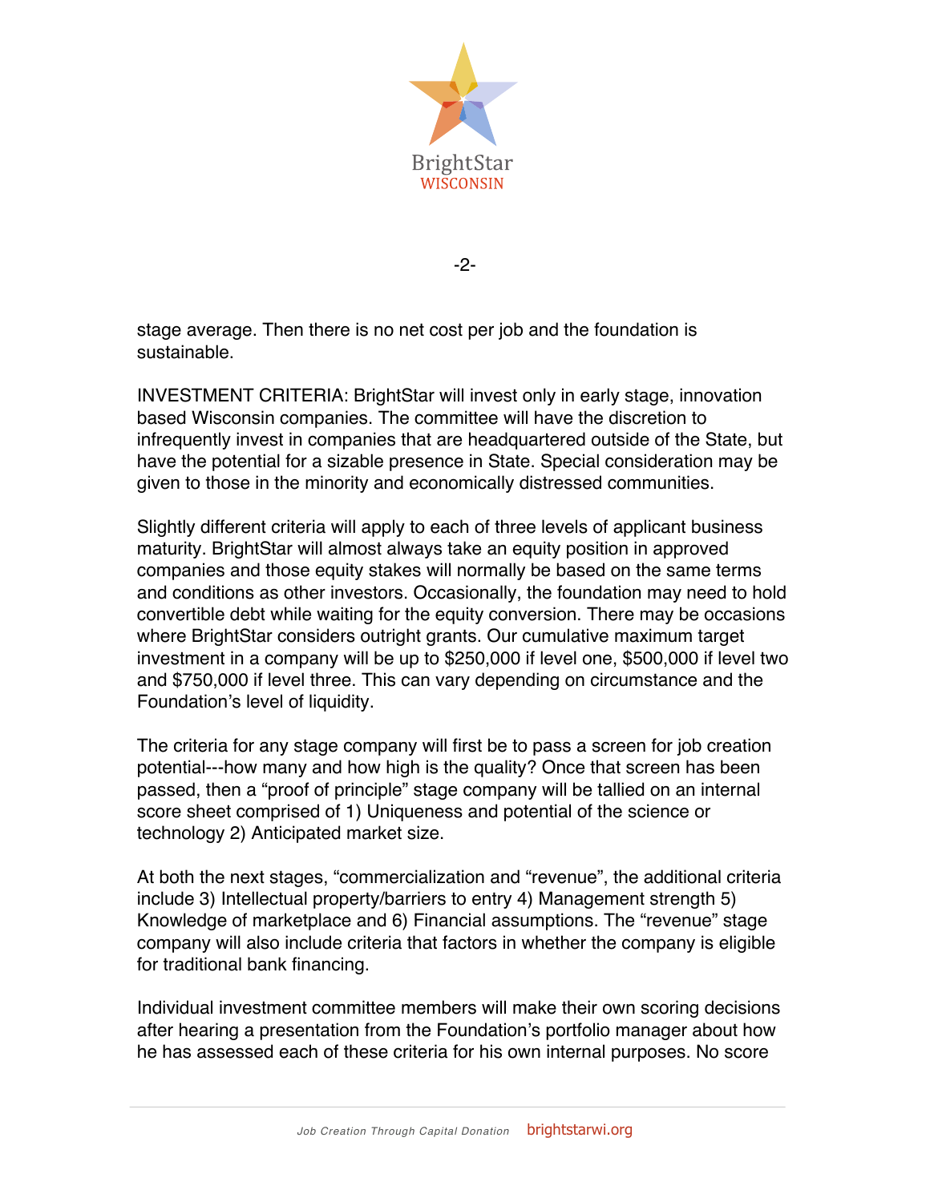stage average. Then there is no net cost per job and the foundation is sustainable.

INVESTMENT CRITERIA: BrightStar will invest only in early stage, innovation based Wisconsin companies. The committee will have the discretion to infrequently invest in companies that are headquartered outside of the State, but have the potential for a sizable presence in State. Special consideration may be given to those in the minority and economically distressed communities.

Slightly different criteria will apply to each of three levels of applicant business maturity. BrightStar will almost always take an equity position in approved companies and those equity stakes will normally be based on the same terms and conditions as other investors. Occasionally, the foundation may need to hold convertible debt while waiting for the equity conversion. There may be occasions where BrightStar considers outright grants. Our cumulative maximum target investment in a company will be up to $250,000 if level one, $500,000 if level two and $750,000 if level three. This can vary depending on circumstance and the Foundation's level of liquidity.

The criteria for any stage company will first be to pass a screen for job creation potential---how many and how high is the quality? Once that screen has been passed, then a "proof of principle" stage company will be tallied on an internal score sheet comprised of 1) Uniqueness and potential of the science or technology 2) Anticipated market size.

At both the next stages, "commercialization and "revenue", the additional criteria include 3) Intellectual property/barriers to entry 4) Management strength 5) Knowledge of marketplace and 6) Financial assumptions. The "revenue" stage company will also include criteria that factors in whether the company is eligible for traditional bank financing.

Individual investment committee members will make their own scoring decisions after hearing a presentation from the Foundation's portfolio manager about how he has assessed each of these criteria for his own internal purposes. No score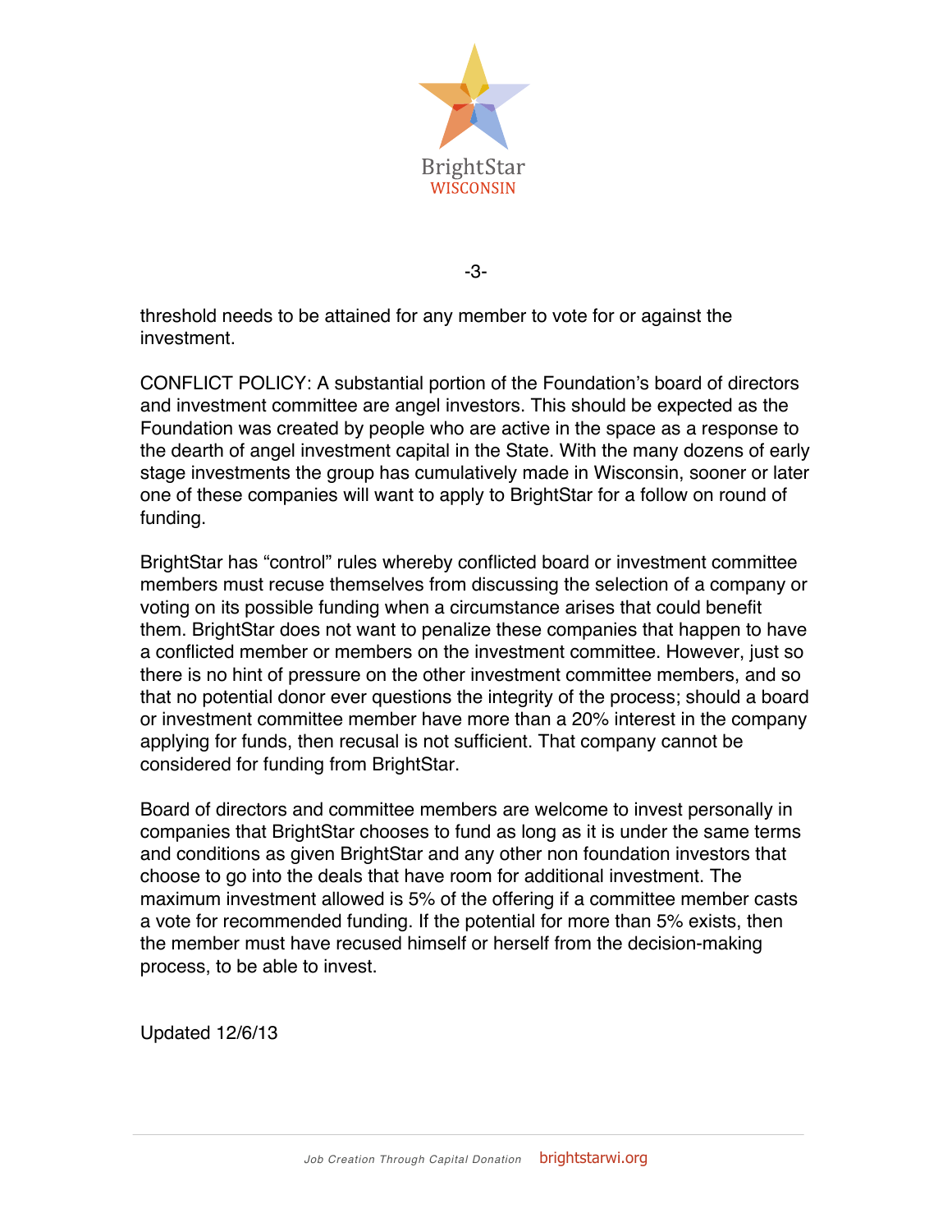threshold needs to be attained for any member to vote for or against the investment.

CONFLICT POLICY: A substantial portion of the Foundation's board of directors and investment committee are angel investors. This should be expected as the Foundation was created by people who are active in the space as a response to the dearth of angel investment capital in the State. With the many dozens of early stage investments the group has cumulatively made in Wisconsin, sooner or later one of these companies will want to apply to BrightStar for a follow on round of funding.

BrightStar has "control" rules whereby conflicted board or investment committee members must recuse themselves from discussing the selection of a company or voting on its possible funding when a circumstance arises that could benefit them. BrightStar does not want to penalize these companies that happen to have a conflicted member or members on the investment committee. However, just so there is no hint of pressure on the other investment committee members, and so that no potential donor ever questions the integrity of the process; should a board or investment committee member have more than a 20% interest in the company applying for funds, then recusal is not sufficient. That company cannot be considered for funding from BrightStar.

Board of directors and committee members are welcome to invest personally in companies that BrightStar chooses to fund as long as it is under the same terms and conditions as given BrightStar and any other non foundation investors that choose to go into the deals that have room for additional investment. The maximum investment allowed is 5% of the offering if a committee member casts a vote for recommended funding. If the potential for more than 5% exists, then the member must have recused himself or herself from the decision-making process, to be able to invest.

Updated 12/6/13